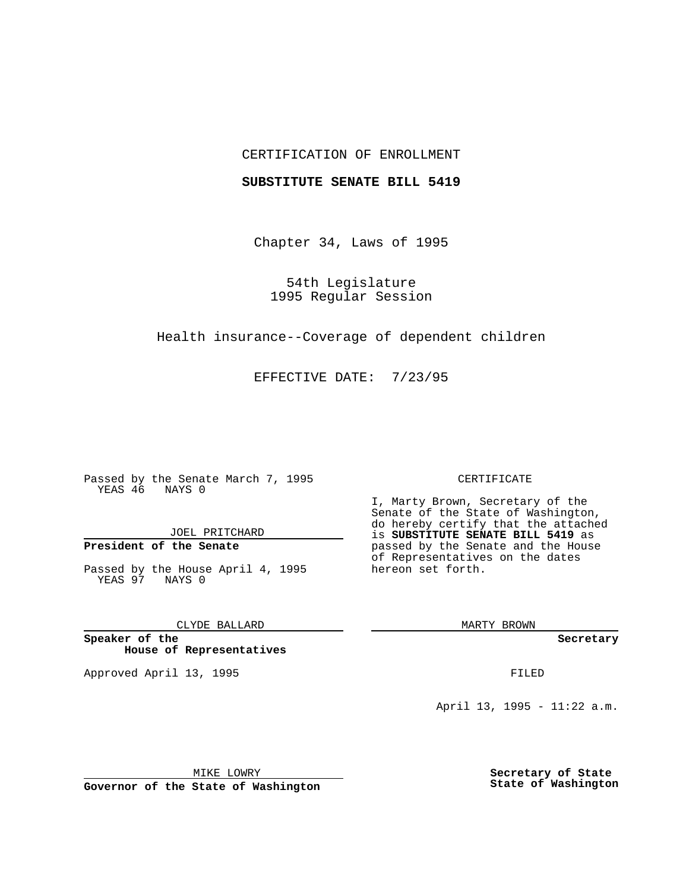CERTIFICATION OF ENROLLMENT

**SUBSTITUTE SENATE BILL 5419**

Chapter 34, Laws of 1995

54th Legislature
1995 Regular Session

Health insurance--Coverage of dependent children

EFFECTIVE DATE: 7/23/95

Passed by the Senate March 7, 1995
YEAS 46 NAYS 0

JOEL PRITCHARD

**President of the Senate**

Passed by the House April 4, 1995
YEAS 97 NAYS 0

CLYDE BALLARD

**Speaker of the House of Representatives**

Approved April 13, 1995

MIKE LOWRY

**Governor of the State of Washington**

CERTIFICATE

I, Marty Brown, Secretary of the Senate of the State of Washington, do hereby certify that the attached is **SUBSTITUTE SENATE BILL 5419** as passed by the Senate and the House of Representatives on the dates hereon set forth.

MARTY BROWN

**Secretary**

FILED

April 13, 1995 - 11:22 a.m.

**Secretary of State**
**State of Washington**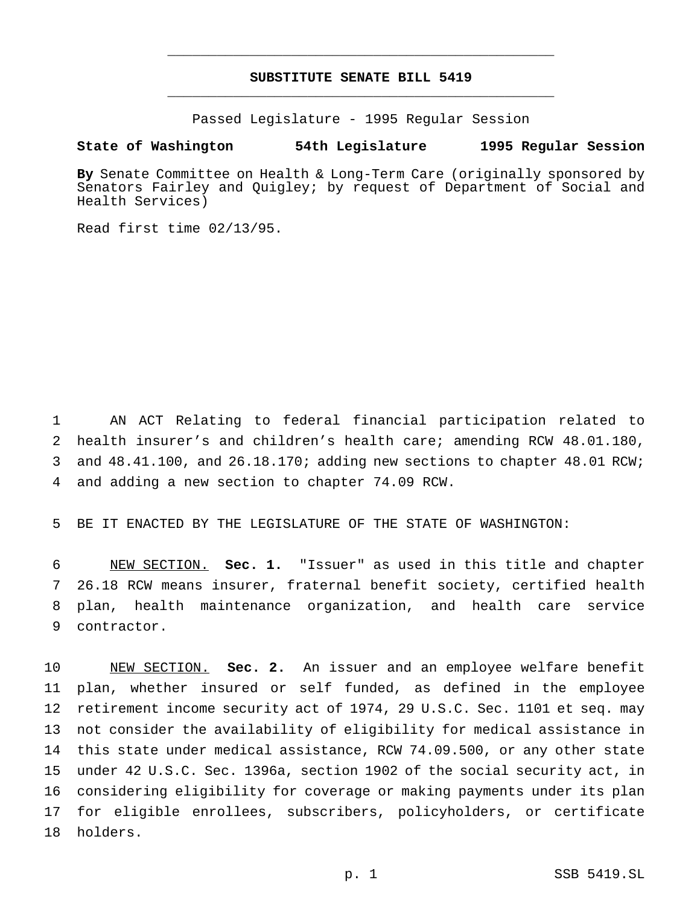# SUBSTITUTE SENATE BILL 5419

Passed Legislature - 1995 Regular Session

**State of Washington 54th Legislature 1995 Regular Session**

**By** Senate Committee on Health & Long-Term Care (originally sponsored by Senators Fairley and Quigley; by request of Department of Social and Health Services)

Read first time 02/13/95.

AN ACT Relating to federal financial participation related to health insurer's and children's health care; amending RCW 48.01.180, and 48.41.100, and 26.18.170; adding new sections to chapter 48.01 RCW; and adding a new section to chapter 74.09 RCW.

BE IT ENACTED BY THE LEGISLATURE OF THE STATE OF WASHINGTON:

NEW SECTION. **Sec. 1.** "Issuer" as used in this title and chapter 26.18 RCW means insurer, fraternal benefit society, certified health plan, health maintenance organization, and health care service contractor.

NEW SECTION. **Sec. 2.** An issuer and an employee welfare benefit plan, whether insured or self funded, as defined in the employee retirement income security act of 1974, 29 U.S.C. Sec. 1101 et seq. may not consider the availability of eligibility for medical assistance in this state under medical assistance, RCW 74.09.500, or any other state under 42 U.S.C. Sec. 1396a, section 1902 of the social security act, in considering eligibility for coverage or making payments under its plan for eligible enrollees, subscribers, policyholders, or certificate holders.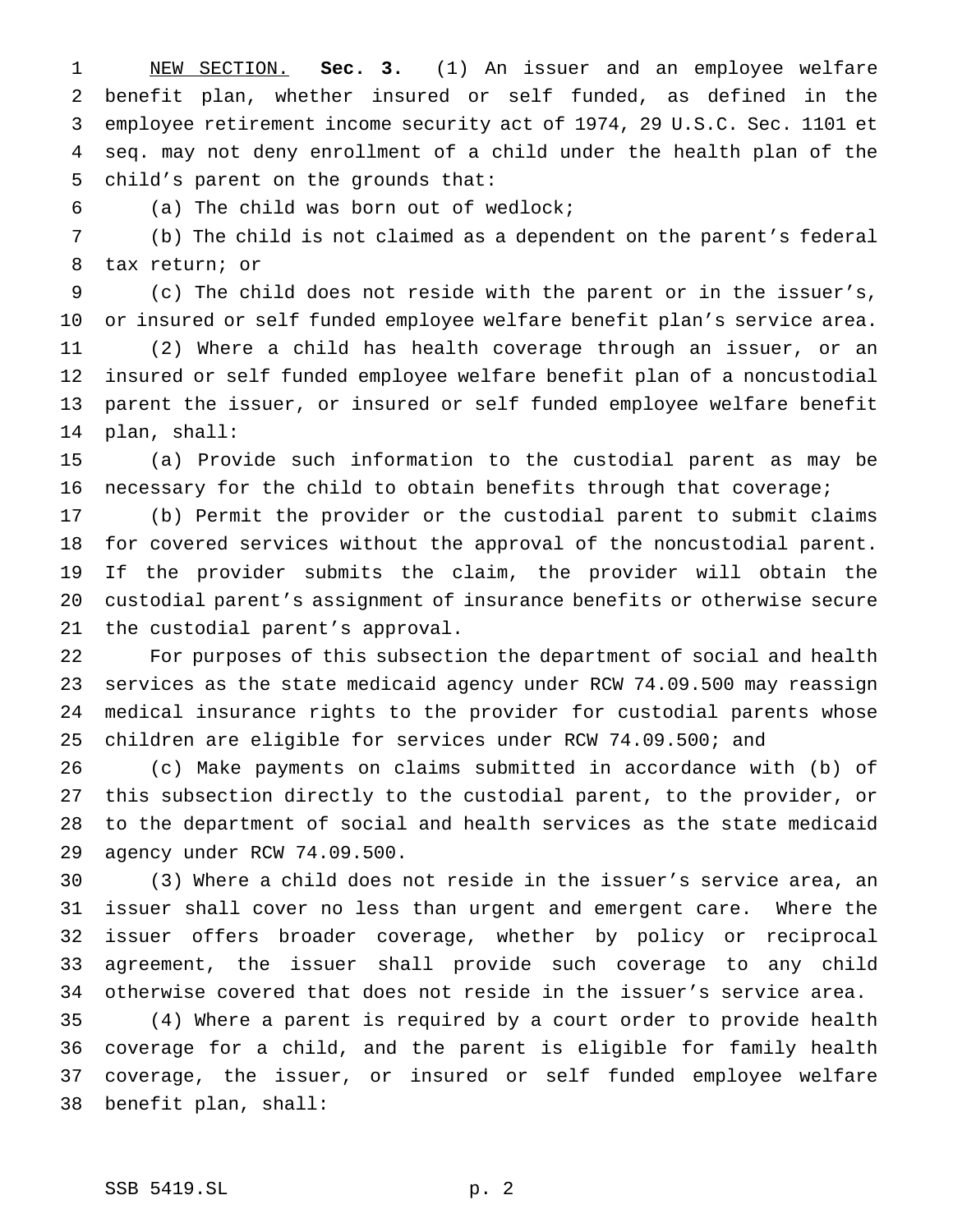NEW SECTION. **Sec. 3.** (1) An issuer and an employee welfare benefit plan, whether insured or self funded, as defined in the employee retirement income security act of 1974, 29 U.S.C. Sec. 1101 et seq. may not deny enrollment of a child under the health plan of the child's parent on the grounds that:

(a) The child was born out of wedlock;

(b) The child is not claimed as a dependent on the parent's federal tax return; or

(c) The child does not reside with the parent or in the issuer's, or insured or self funded employee welfare benefit plan's service area.

(2) Where a child has health coverage through an issuer, or an insured or self funded employee welfare benefit plan of a noncustodial parent the issuer, or insured or self funded employee welfare benefit plan, shall:

(a) Provide such information to the custodial parent as may be necessary for the child to obtain benefits through that coverage;

(b) Permit the provider or the custodial parent to submit claims for covered services without the approval of the noncustodial parent. If the provider submits the claim, the provider will obtain the custodial parent's assignment of insurance benefits or otherwise secure the custodial parent's approval.

For purposes of this subsection the department of social and health services as the state medicaid agency under RCW 74.09.500 may reassign medical insurance rights to the provider for custodial parents whose children are eligible for services under RCW 74.09.500; and

(c) Make payments on claims submitted in accordance with (b) of this subsection directly to the custodial parent, to the provider, or to the department of social and health services as the state medicaid agency under RCW 74.09.500.

(3) Where a child does not reside in the issuer's service area, an issuer shall cover no less than urgent and emergent care. Where the issuer offers broader coverage, whether by policy or reciprocal agreement, the issuer shall provide such coverage to any child otherwise covered that does not reside in the issuer's service area.

(4) Where a parent is required by a court order to provide health coverage for a child, and the parent is eligible for family health coverage, the issuer, or insured or self funded employee welfare benefit plan, shall: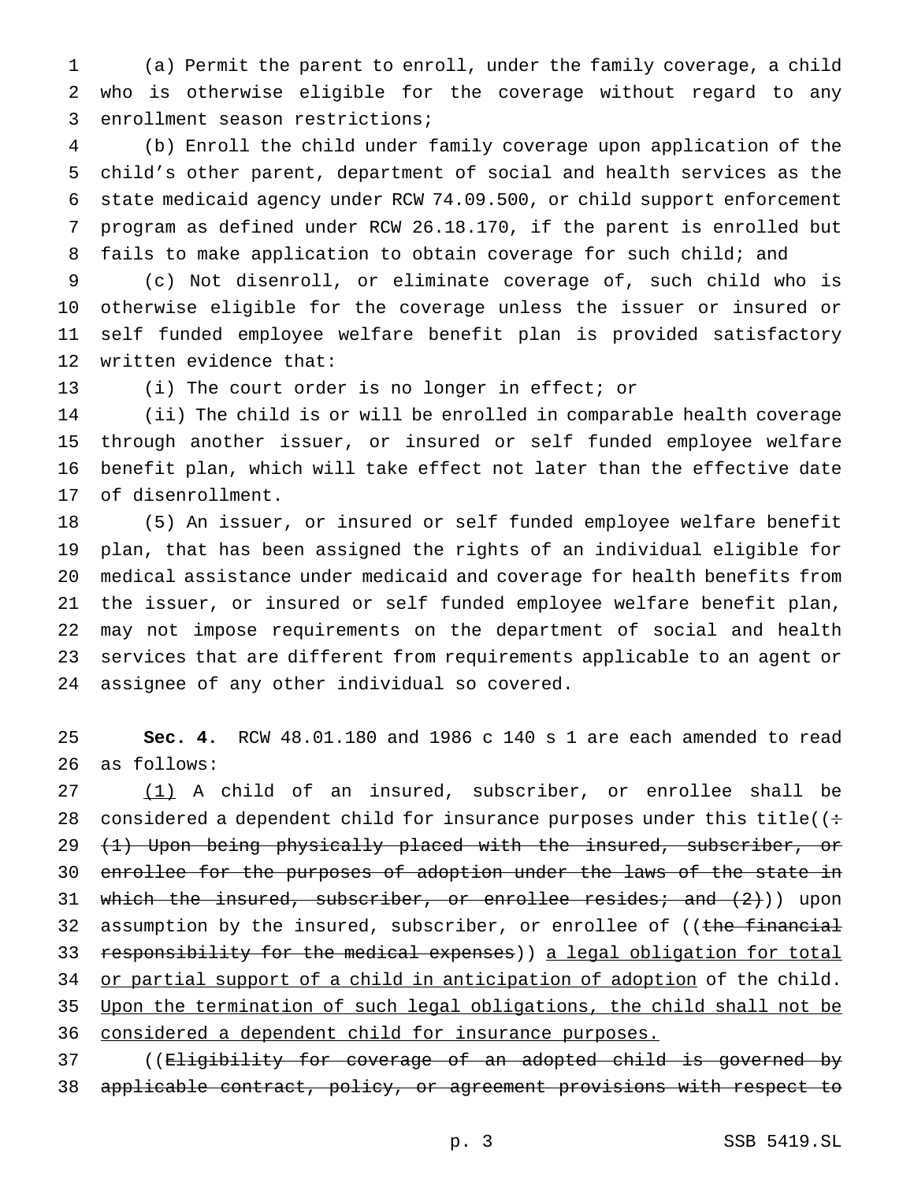(a) Permit the parent to enroll, under the family coverage, a child who is otherwise eligible for the coverage without regard to any enrollment season restrictions;

(b) Enroll the child under family coverage upon application of the child's other parent, department of social and health services as the state medicaid agency under RCW 74.09.500, or child support enforcement program as defined under RCW 26.18.170, if the parent is enrolled but fails to make application to obtain coverage for such child; and

(c) Not disenroll, or eliminate coverage of, such child who is otherwise eligible for the coverage unless the issuer or insured or self funded employee welfare benefit plan is provided satisfactory written evidence that:

(i) The court order is no longer in effect; or

(ii) The child is or will be enrolled in comparable health coverage through another issuer, or insured or self funded employee welfare benefit plan, which will take effect not later than the effective date of disenrollment.

(5) An issuer, or insured or self funded employee welfare benefit plan, that has been assigned the rights of an individual eligible for medical assistance under medicaid and coverage for health benefits from the issuer, or insured or self funded employee welfare benefit plan, may not impose requirements on the department of social and health services that are different from requirements applicable to an agent or assignee of any other individual so covered.

**Sec. 4.** RCW 48.01.180 and 1986 c 140 s 1 are each amended to read as follows:

<u>(1)</u> A child of an insured, subscriber, or enrollee shall be considered a dependent child for insurance purposes under this title((~~:~~ ~~(1) Upon being physically placed with the insured, subscriber, or enrollee for the purposes of adoption under the laws of the state in which the insured, subscriber, or enrollee resides; and (2)~~)) upon assumption by the insured, subscriber, or enrollee of ((~~the financial responsibility for the medical expenses~~)) <u>a legal obligation for total or partial support of a child in anticipation of adoption</u> of the child. <u>Upon the termination of such legal obligations, the child shall not be considered a dependent child for insurance purposes.</u>

((~~Eligibility for coverage of an adopted child is governed by applicable contract, policy, or agreement provisions with respect to~~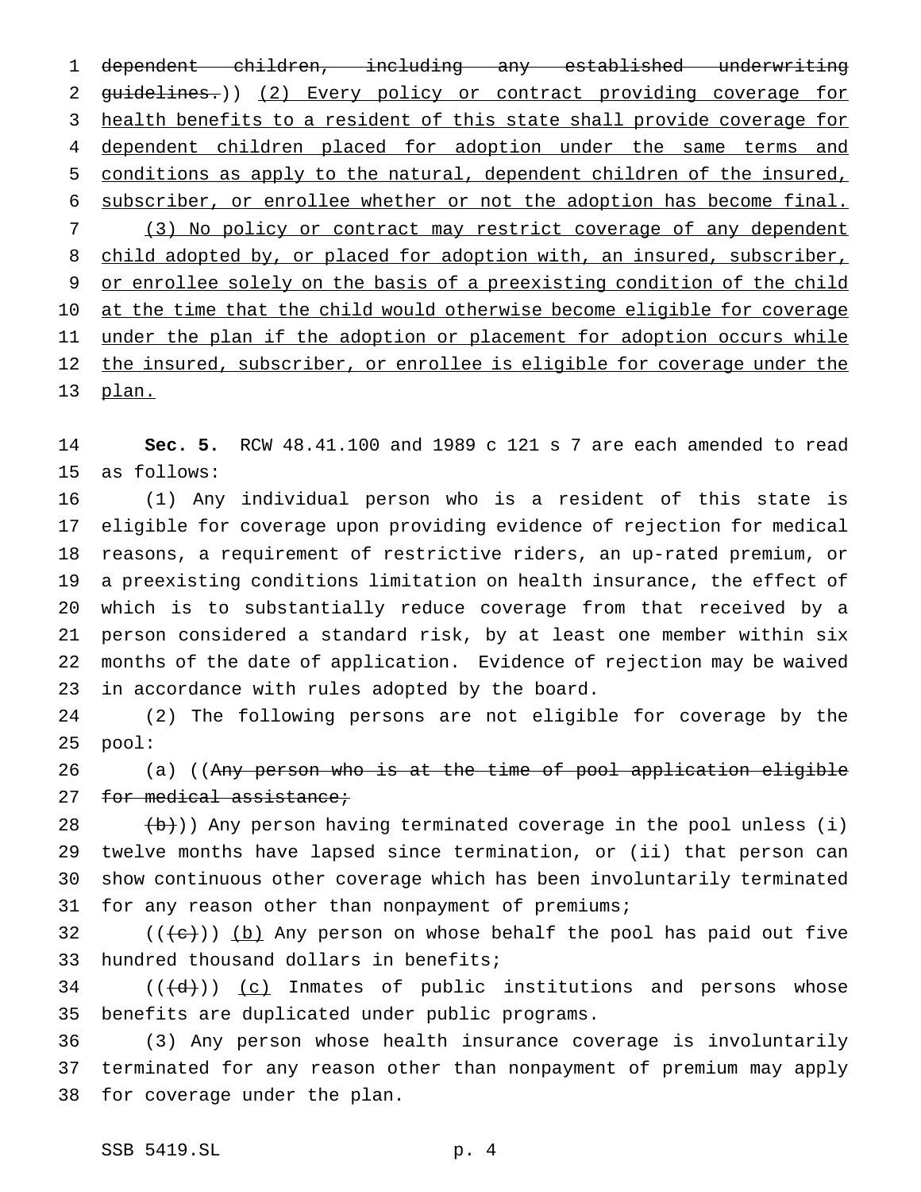~~dependent children, including any established underwriting guidelines.~~)) <u>(2) Every policy or contract providing coverage for health benefits to a resident of this state shall provide coverage for dependent children placed for adoption under the same terms and conditions as apply to the natural, dependent children of the insured, subscriber, or enrollee whether or not the adoption has become final.</u>

<u>(3) No policy or contract may restrict coverage of any dependent child adopted by, or placed for adoption with, an insured, subscriber, or enrollee solely on the basis of a preexisting condition of the child at the time that the child would otherwise become eligible for coverage under the plan if the adoption or placement for adoption occurs while the insured, subscriber, or enrollee is eligible for coverage under the plan.</u>

**Sec. 5.** RCW 48.41.100 and 1989 c 121 s 7 are each amended to read as follows:

(1) Any individual person who is a resident of this state is eligible for coverage upon providing evidence of rejection for medical reasons, a requirement of restrictive riders, an up-rated premium, or a preexisting conditions limitation on health insurance, the effect of which is to substantially reduce coverage from that received by a person considered a standard risk, by at least one member within six months of the date of application. Evidence of rejection may be waived in accordance with rules adopted by the board.

(2) The following persons are not eligible for coverage by the pool:

(a) ((~~Any person who is at the time of pool application eligible for medical assistance;~~

~~(b)~~)) Any person having terminated coverage in the pool unless (i) twelve months have lapsed since termination, or (ii) that person can show continuous other coverage which has been involuntarily terminated for any reason other than nonpayment of premiums;

((~~(c)~~)) <u>(b)</u> Any person on whose behalf the pool has paid out five hundred thousand dollars in benefits;

((~~(d)~~)) <u>(c)</u> Inmates of public institutions and persons whose benefits are duplicated under public programs.

(3) Any person whose health insurance coverage is involuntarily terminated for any reason other than nonpayment of premium may apply for coverage under the plan.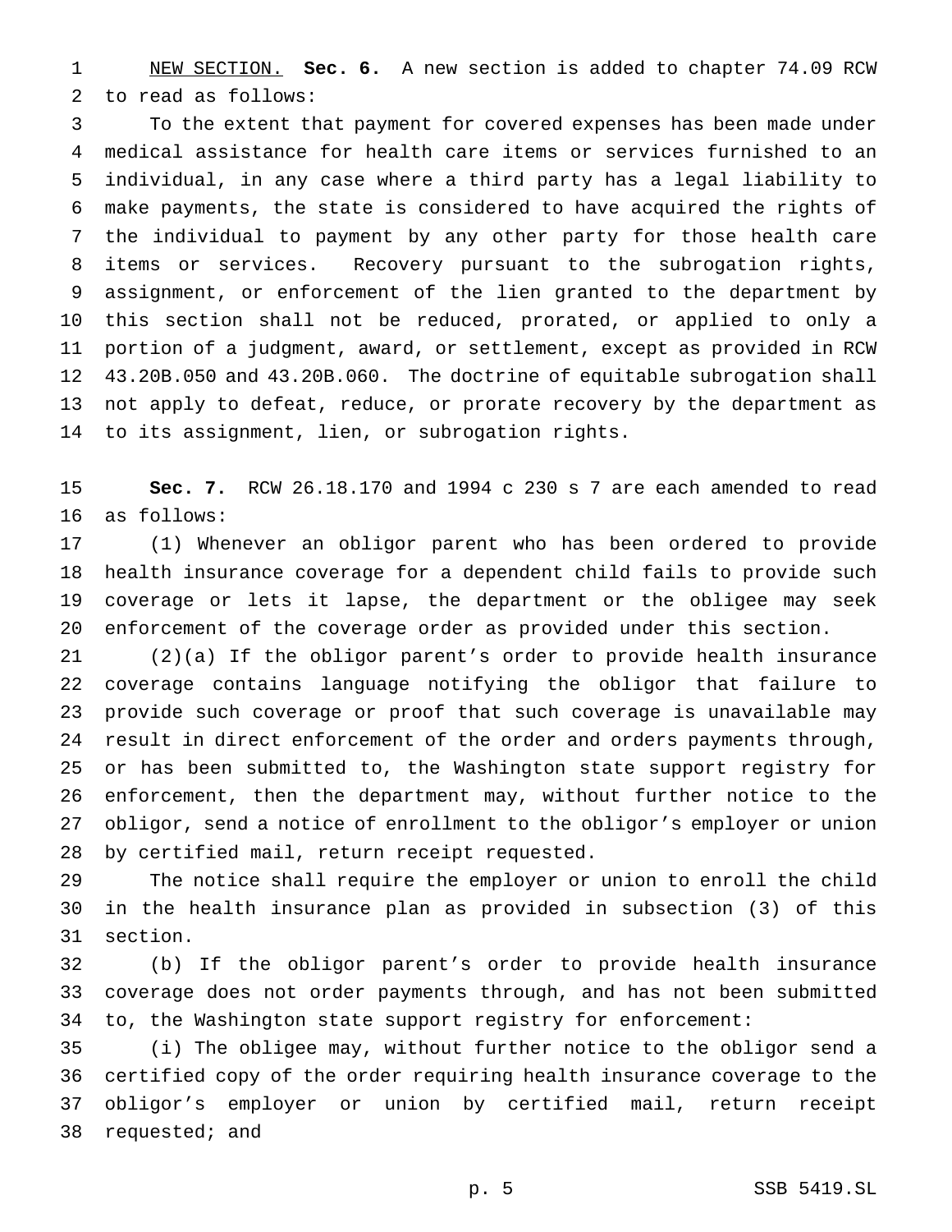NEW SECTION. **Sec. 6.** A new section is added to chapter 74.09 RCW to read as follows:

To the extent that payment for covered expenses has been made under medical assistance for health care items or services furnished to an individual, in any case where a third party has a legal liability to make payments, the state is considered to have acquired the rights of the individual to payment by any other party for those health care items or services. Recovery pursuant to the subrogation rights, assignment, or enforcement of the lien granted to the department by this section shall not be reduced, prorated, or applied to only a portion of a judgment, award, or settlement, except as provided in RCW 43.20B.050 and 43.20B.060. The doctrine of equitable subrogation shall not apply to defeat, reduce, or prorate recovery by the department as to its assignment, lien, or subrogation rights.

**Sec. 7.** RCW 26.18.170 and 1994 c 230 s 7 are each amended to read as follows:

(1) Whenever an obligor parent who has been ordered to provide health insurance coverage for a dependent child fails to provide such coverage or lets it lapse, the department or the obligee may seek enforcement of the coverage order as provided under this section.

(2)(a) If the obligor parent's order to provide health insurance coverage contains language notifying the obligor that failure to provide such coverage or proof that such coverage is unavailable may result in direct enforcement of the order and orders payments through, or has been submitted to, the Washington state support registry for enforcement, then the department may, without further notice to the obligor, send a notice of enrollment to the obligor's employer or union by certified mail, return receipt requested.

The notice shall require the employer or union to enroll the child in the health insurance plan as provided in subsection (3) of this section.

(b) If the obligor parent's order to provide health insurance coverage does not order payments through, and has not been submitted to, the Washington state support registry for enforcement:

(i) The obligee may, without further notice to the obligor send a certified copy of the order requiring health insurance coverage to the obligor's employer or union by certified mail, return receipt requested; and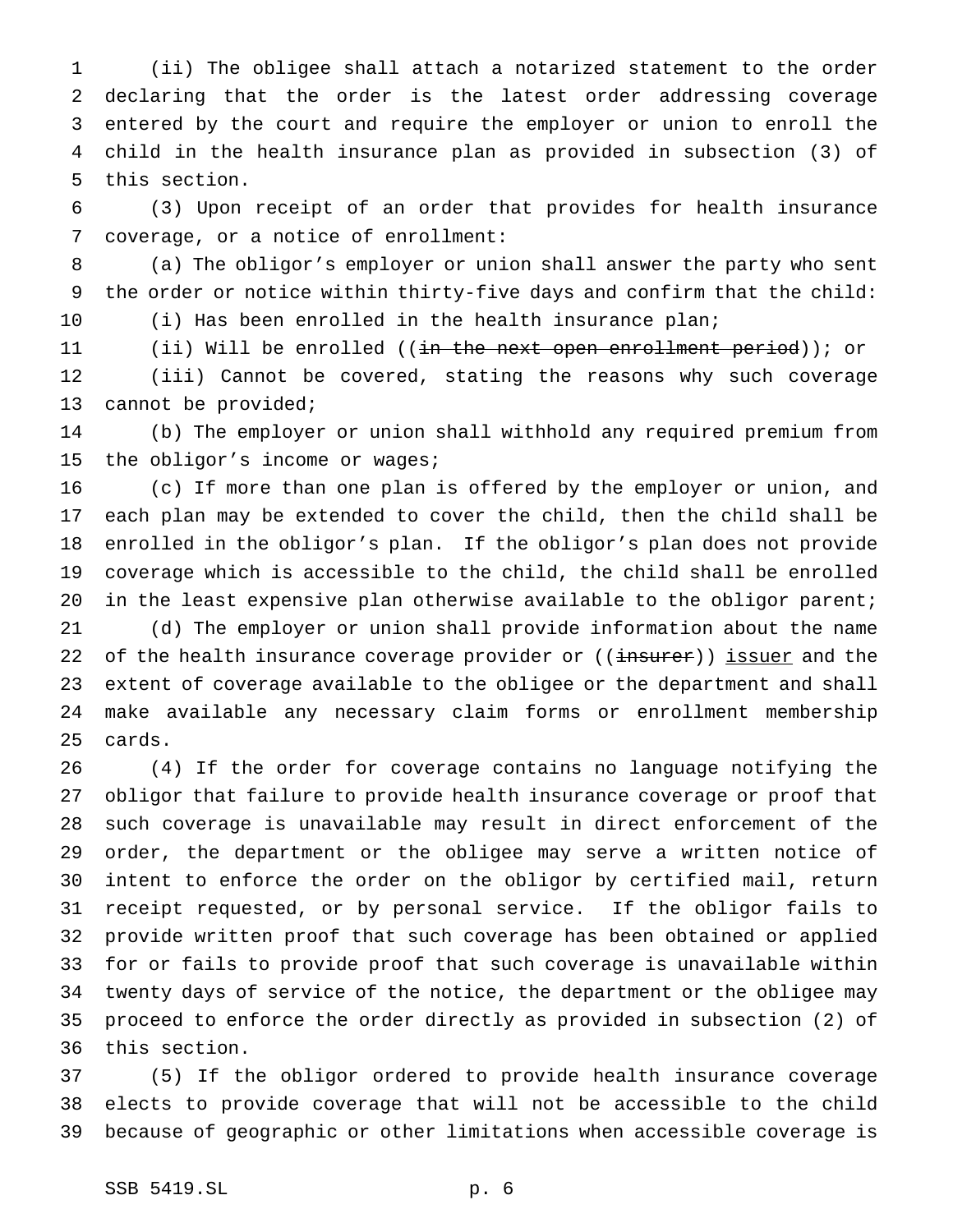(ii) The obligee shall attach a notarized statement to the order declaring that the order is the latest order addressing coverage entered by the court and require the employer or union to enroll the child in the health insurance plan as provided in subsection (3) of this section.

(3) Upon receipt of an order that provides for health insurance coverage, or a notice of enrollment:

(a) The obligor's employer or union shall answer the party who sent the order or notice within thirty-five days and confirm that the child:

(i) Has been enrolled in the health insurance plan;

(ii) Will be enrolled ((~~in the next open enrollment period~~)); or

(iii) Cannot be covered, stating the reasons why such coverage cannot be provided;

(b) The employer or union shall withhold any required premium from the obligor's income or wages;

(c) If more than one plan is offered by the employer or union, and each plan may be extended to cover the child, then the child shall be enrolled in the obligor's plan. If the obligor's plan does not provide coverage which is accessible to the child, the child shall be enrolled in the least expensive plan otherwise available to the obligor parent;

(d) The employer or union shall provide information about the name of the health insurance coverage provider or ((~~insurer~~)) <u>issuer</u> and the extent of coverage available to the obligee or the department and shall make available any necessary claim forms or enrollment membership cards.

(4) If the order for coverage contains no language notifying the obligor that failure to provide health insurance coverage or proof that such coverage is unavailable may result in direct enforcement of the order, the department or the obligee may serve a written notice of intent to enforce the order on the obligor by certified mail, return receipt requested, or by personal service. If the obligor fails to provide written proof that such coverage has been obtained or applied for or fails to provide proof that such coverage is unavailable within twenty days of service of the notice, the department or the obligee may proceed to enforce the order directly as provided in subsection (2) of this section.

(5) If the obligor ordered to provide health insurance coverage elects to provide coverage that will not be accessible to the child because of geographic or other limitations when accessible coverage is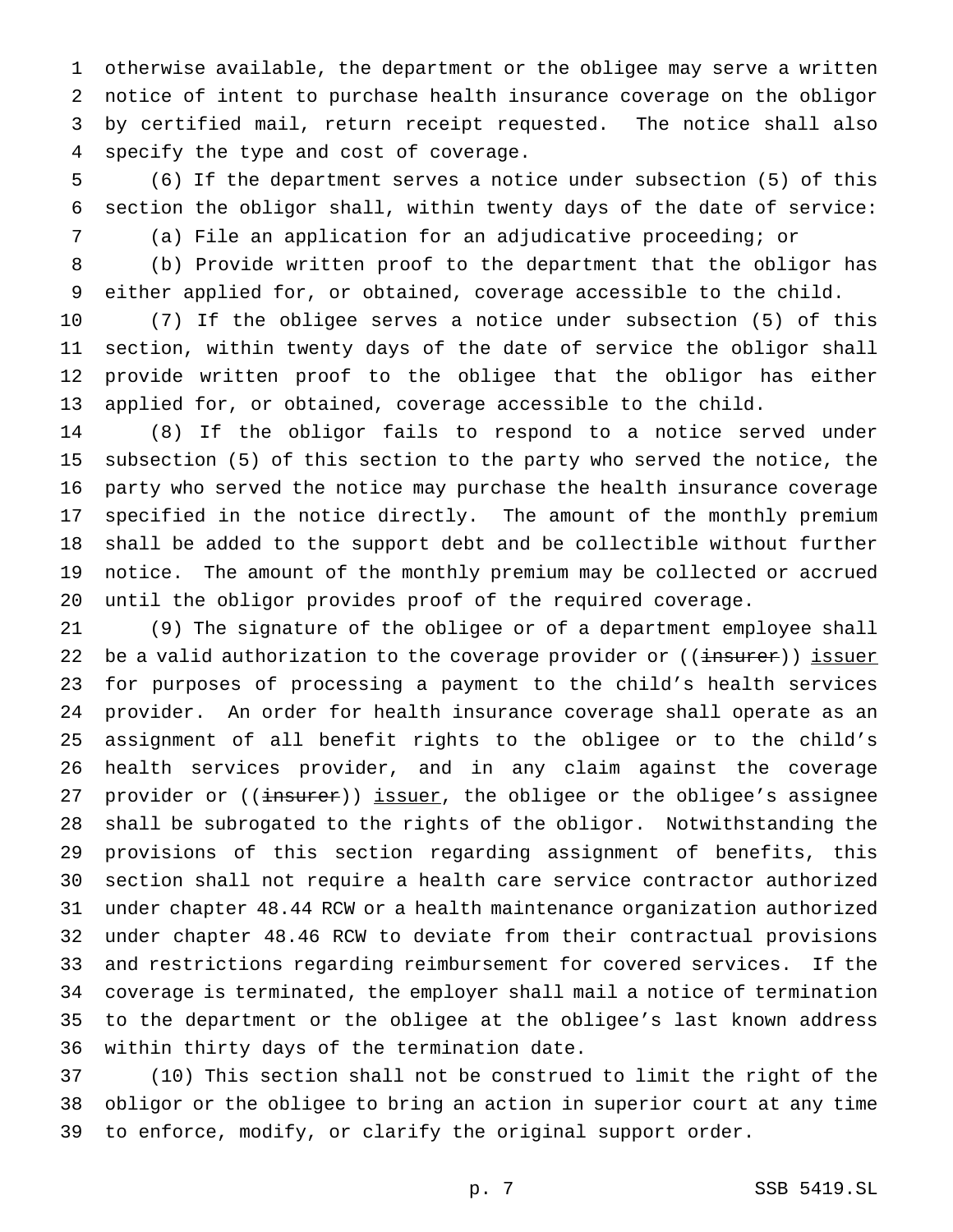otherwise available, the department or the obligee may serve a written notice of intent to purchase health insurance coverage on the obligor by certified mail, return receipt requested. The notice shall also specify the type and cost of coverage.

(6) If the department serves a notice under subsection (5) of this section the obligor shall, within twenty days of the date of service:

(a) File an application for an adjudicative proceeding; or

(b) Provide written proof to the department that the obligor has either applied for, or obtained, coverage accessible to the child.

(7) If the obligee serves a notice under subsection (5) of this section, within twenty days of the date of service the obligor shall provide written proof to the obligee that the obligor has either applied for, or obtained, coverage accessible to the child.

(8) If the obligor fails to respond to a notice served under subsection (5) of this section to the party who served the notice, the party who served the notice may purchase the health insurance coverage specified in the notice directly. The amount of the monthly premium shall be added to the support debt and be collectible without further notice. The amount of the monthly premium may be collected or accrued until the obligor provides proof of the required coverage.

(9) The signature of the obligee or of a department employee shall be a valid authorization to the coverage provider or ((~~insurer~~)) <u>issuer</u> for purposes of processing a payment to the child's health services provider. An order for health insurance coverage shall operate as an assignment of all benefit rights to the obligee or to the child's health services provider, and in any claim against the coverage provider or ((~~insurer~~)) <u>issuer</u>, the obligee or the obligee's assignee shall be subrogated to the rights of the obligor. Notwithstanding the provisions of this section regarding assignment of benefits, this section shall not require a health care service contractor authorized under chapter 48.44 RCW or a health maintenance organization authorized under chapter 48.46 RCW to deviate from their contractual provisions and restrictions regarding reimbursement for covered services. If the coverage is terminated, the employer shall mail a notice of termination to the department or the obligee at the obligee's last known address within thirty days of the termination date.

(10) This section shall not be construed to limit the right of the obligor or the obligee to bring an action in superior court at any time to enforce, modify, or clarify the original support order.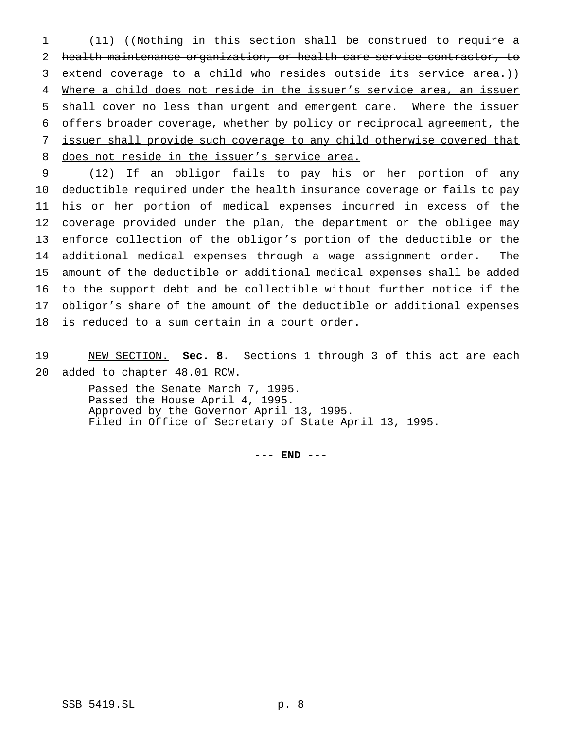(11) ((~~Nothing in this section shall be construed to require a health maintenance organization, or health care service contractor, to extend coverage to a child who resides outside its service area.~~)) <u>Where a child does not reside in the issuer's service area, an issuer shall cover no less than urgent and emergent care. Where the issuer offers broader coverage, whether by policy or reciprocal agreement, the issuer shall provide such coverage to any child otherwise covered that does not reside in the issuer's service area.</u>

(12) If an obligor fails to pay his or her portion of any deductible required under the health insurance coverage or fails to pay his or her portion of medical expenses incurred in excess of the coverage provided under the plan, the department or the obligee may enforce collection of the obligor's portion of the deductible or the additional medical expenses through a wage assignment order. The amount of the deductible or additional medical expenses shall be added to the support debt and be collectible without further notice if the obligor's share of the amount of the deductible or additional expenses is reduced to a sum certain in a court order.

<u>NEW SECTION.</u> **Sec. 8.** Sections 1 through 3 of this act are each added to chapter 48.01 RCW.

Passed the Senate March 7, 1995.
Passed the House April 4, 1995.
Approved by the Governor April 13, 1995.
Filed in Office of Secretary of State April 13, 1995.

**--- END ---**